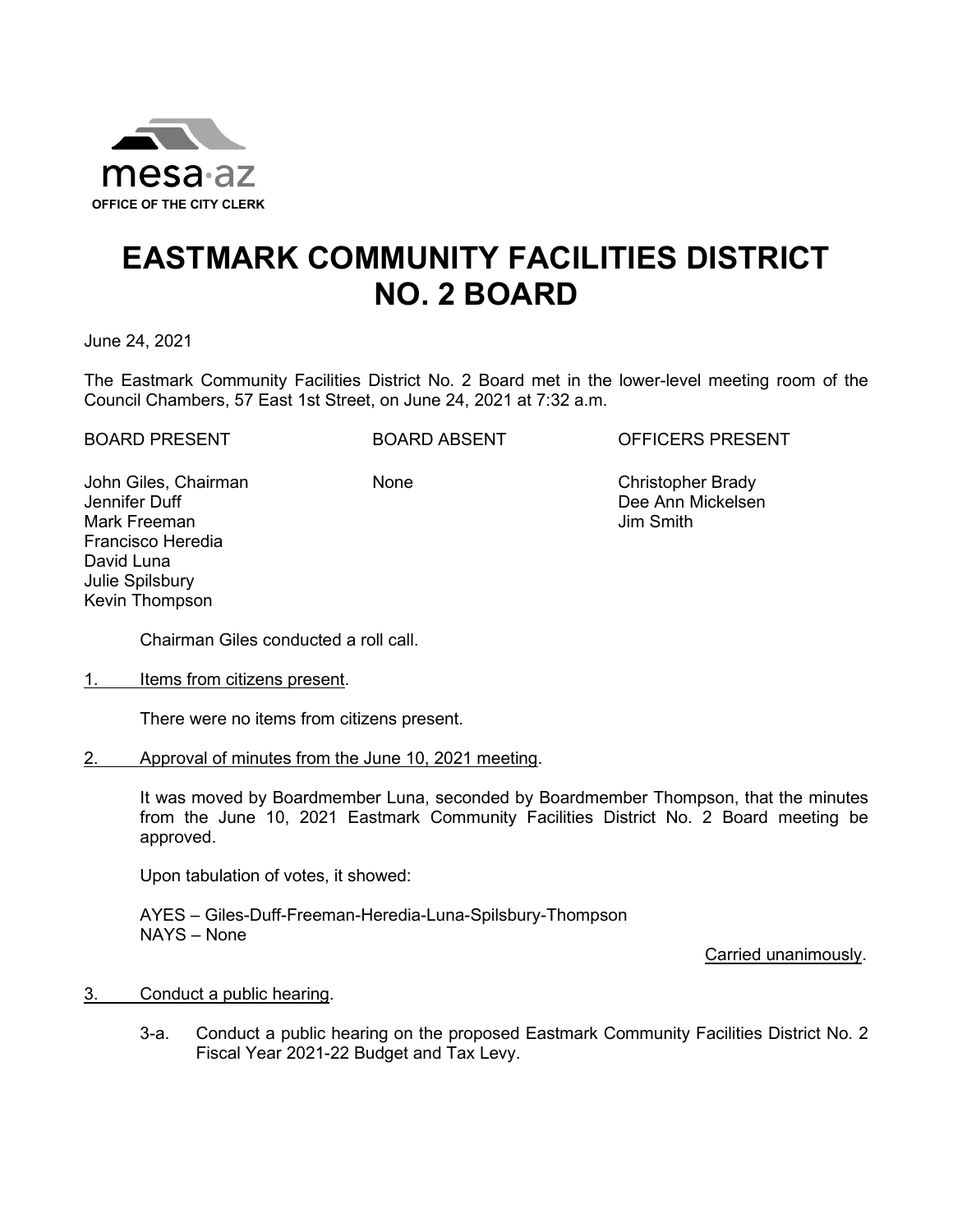mesa·az
**OFFICE OF THE CITY CLERK**

# EASTMARK COMMUNITY FACILITIES DISTRICT NO. 2 BOARD

June 24, 2021

The Eastmark Community Facilities District No. 2 Board met in the lower-level meeting room of the Council Chambers, 57 East 1st Street, on June 24, 2021 at 7:32 a.m.

| BOARD PRESENT | BOARD ABSENT | OFFICERS PRESENT |
|---|---|---|
| John Giles, Chairman | None | Christopher Brady |
| Jennifer Duff | | Dee Ann Mickelsen |
| Mark Freeman | | Jim Smith |
| Francisco Heredia | | |
| David Luna | | |
| Julie Spilsbury | | |
| Kevin Thompson | | |

Chairman Giles conducted a roll call.

1. Items from citizens present.

   There were no items from citizens present.

2. Approval of minutes from the June 10, 2021 meeting.

   It was moved by Boardmember Luna, seconded by Boardmember Thompson, that the minutes from the June 10, 2021 Eastmark Community Facilities District No. 2 Board meeting be approved.

   Upon tabulation of votes, it showed:

   AYES – Giles-Duff-Freeman-Heredia-Luna-Spilsbury-Thompson
   NAYS – None

   Carried unanimously.

3. Conduct a public hearing.

   3-a. Conduct a public hearing on the proposed Eastmark Community Facilities District No. 2 Fiscal Year 2021-22 Budget and Tax Levy.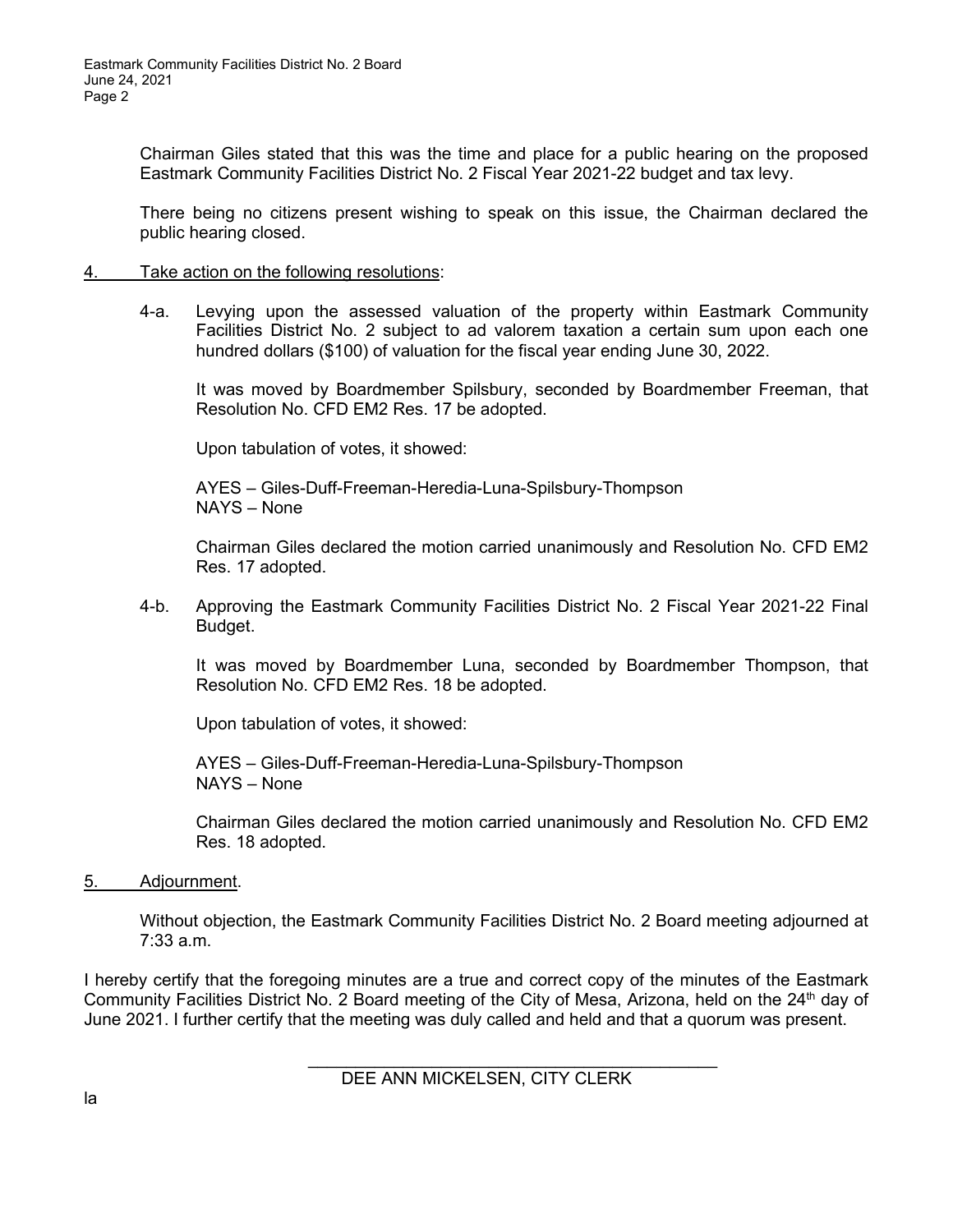Chairman Giles stated that this was the time and place for a public hearing on the proposed Eastmark Community Facilities District No. 2 Fiscal Year 2021-22 budget and tax levy.

There being no citizens present wishing to speak on this issue, the Chairman declared the public hearing closed.

4. Take action on the following resolutions:

4-a. Levying upon the assessed valuation of the property within Eastmark Community Facilities District No. 2 subject to ad valorem taxation a certain sum upon each one hundred dollars ($100) of valuation for the fiscal year ending June 30, 2022.

It was moved by Boardmember Spilsbury, seconded by Boardmember Freeman, that Resolution No. CFD EM2 Res. 17 be adopted.

Upon tabulation of votes, it showed:

AYES – Giles-Duff-Freeman-Heredia-Luna-Spilsbury-Thompson
NAYS – None

Chairman Giles declared the motion carried unanimously and Resolution No. CFD EM2 Res. 17 adopted.

4-b. Approving the Eastmark Community Facilities District No. 2 Fiscal Year 2021-22 Final Budget.

It was moved by Boardmember Luna, seconded by Boardmember Thompson, that Resolution No. CFD EM2 Res. 18 be adopted.

Upon tabulation of votes, it showed:

AYES – Giles-Duff-Freeman-Heredia-Luna-Spilsbury-Thompson
NAYS – None

Chairman Giles declared the motion carried unanimously and Resolution No. CFD EM2 Res. 18 adopted.

5. Adjournment.

Without objection, the Eastmark Community Facilities District No. 2 Board meeting adjourned at 7:33 a.m.

I hereby certify that the foregoing minutes are a true and correct copy of the minutes of the Eastmark Community Facilities District No. 2 Board meeting of the City of Mesa, Arizona, held on the 24th day of June 2021. I further certify that the meeting was duly called and held and that a quorum was present.

\_\_\_\_\_\_\_\_\_\_\_\_\_\_\_\_\_\_\_\_\_\_\_\_\_\_\_\_\_\_\_\_\_\_\_\_\_\_\_\_\_\_\_\_
DEE ANN MICKELSEN, CITY CLERK

la